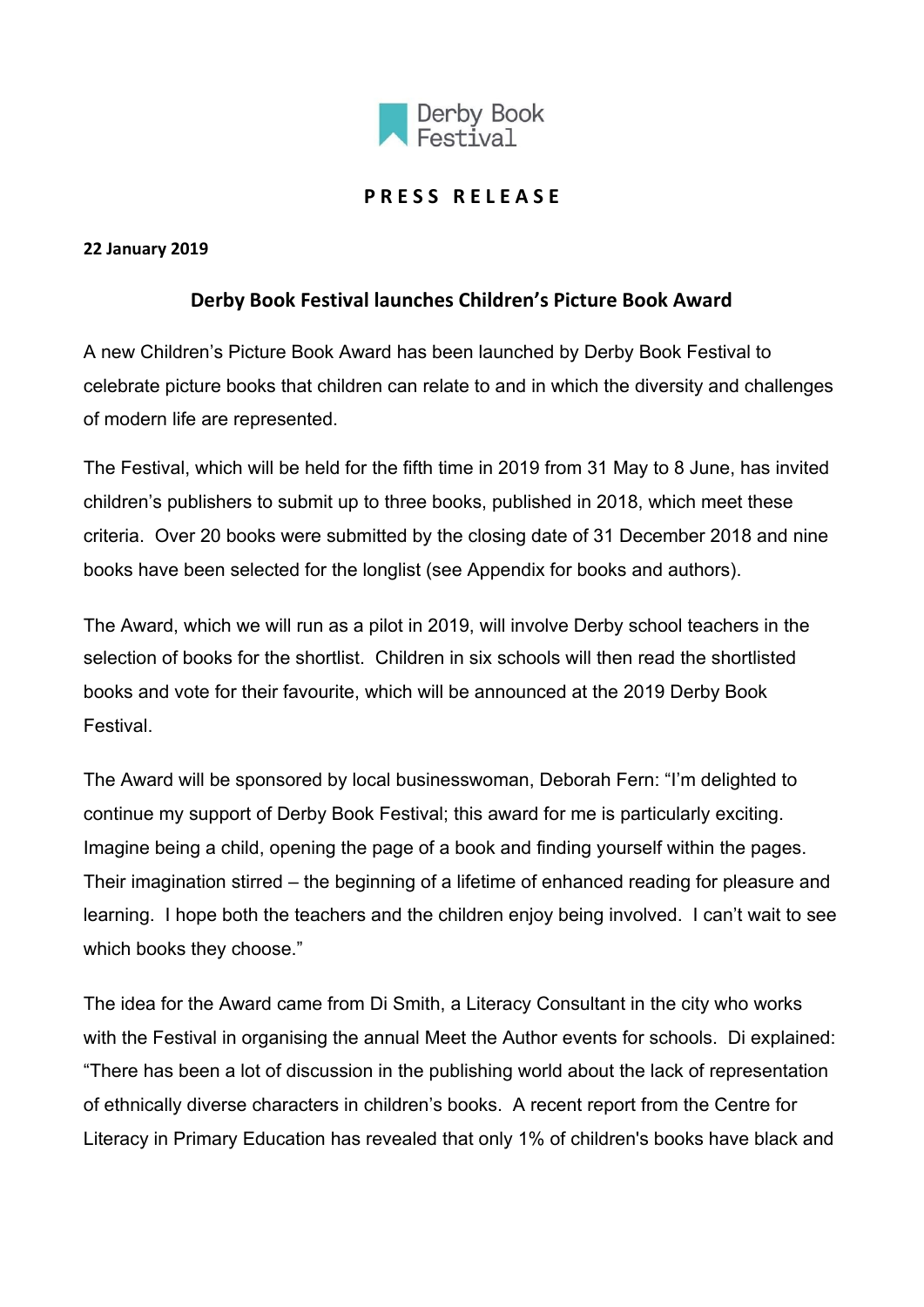Derby Book Festival

**PRESS RELEASE**

**22 January 2019**

## Derby Book Festival launches Children's Picture Book Award

A new Children's Picture Book Award has been launched by Derby Book Festival to celebrate picture books that children can relate to and in which the diversity and challenges of modern life are represented.

The Festival, which will be held for the fifth time in 2019 from 31 May to 8 June, has invited children's publishers to submit up to three books, published in 2018, which meet these criteria. Over 20 books were submitted by the closing date of 31 December 2018 and nine books have been selected for the longlist (see Appendix for books and authors).

The Award, which we will run as a pilot in 2019, will involve Derby school teachers in the selection of books for the shortlist. Children in six schools will then read the shortlisted books and vote for their favourite, which will be announced at the 2019 Derby Book Festival.

The Award will be sponsored by local businesswoman, Deborah Fern: "I'm delighted to continue my support of Derby Book Festival; this award for me is particularly exciting. Imagine being a child, opening the page of a book and finding yourself within the pages. Their imagination stirred – the beginning of a lifetime of enhanced reading for pleasure and learning. I hope both the teachers and the children enjoy being involved. I can't wait to see which books they choose."

The idea for the Award came from Di Smith, a Literacy Consultant in the city who works with the Festival in organising the annual Meet the Author events for schools. Di explained: "There has been a lot of discussion in the publishing world about the lack of representation of ethnically diverse characters in children's books. A recent report from the Centre for Literacy in Primary Education has revealed that only 1% of children's books have black and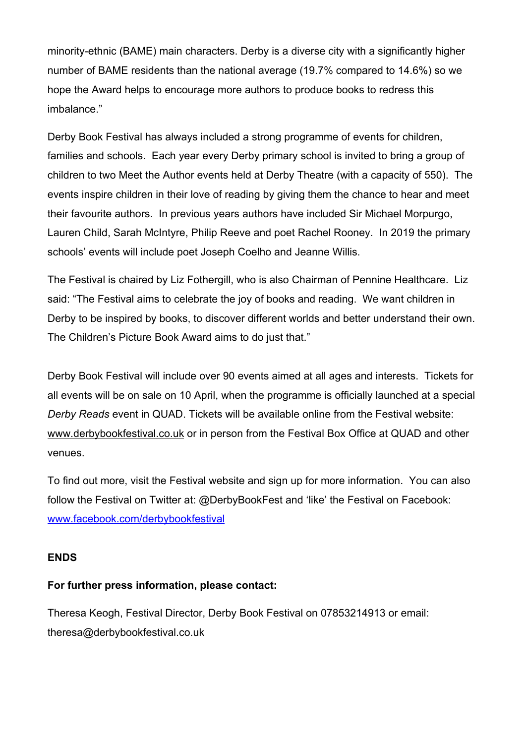minority-ethnic (BAME) main characters. Derby is a diverse city with a significantly higher number of BAME residents than the national average (19.7% compared to 14.6%) so we hope the Award helps to encourage more authors to produce books to redress this imbalance."

Derby Book Festival has always included a strong programme of events for children, families and schools. Each year every Derby primary school is invited to bring a group of children to two Meet the Author events held at Derby Theatre (with a capacity of 550). The events inspire children in their love of reading by giving them the chance to hear and meet their favourite authors. In previous years authors have included Sir Michael Morpurgo, Lauren Child, Sarah McIntyre, Philip Reeve and poet Rachel Rooney. In 2019 the primary schools' events will include poet Joseph Coelho and Jeanne Willis.

The Festival is chaired by Liz Fothergill, who is also Chairman of Pennine Healthcare. Liz said: "The Festival aims to celebrate the joy of books and reading. We want children in Derby to be inspired by books, to discover different worlds and better understand their own. The Children's Picture Book Award aims to do just that."

Derby Book Festival will include over 90 events aimed at all ages and interests. Tickets for all events will be on sale on 10 April, when the programme is officially launched at a special *Derby Reads* event in QUAD. Tickets will be available online from the Festival website: www.derbybookfestival.co.uk or in person from the Festival Box Office at QUAD and other venues.

To find out more, visit the Festival website and sign up for more information. You can also follow the Festival on Twitter at: @DerbyBookFest and 'like' the Festival on Facebook: www.facebook.com/derbybookfestival

**ENDS**

**For further press information, please contact:**

Theresa Keogh, Festival Director, Derby Book Festival on 07853214913 or email: theresa@derbybookfestival.co.uk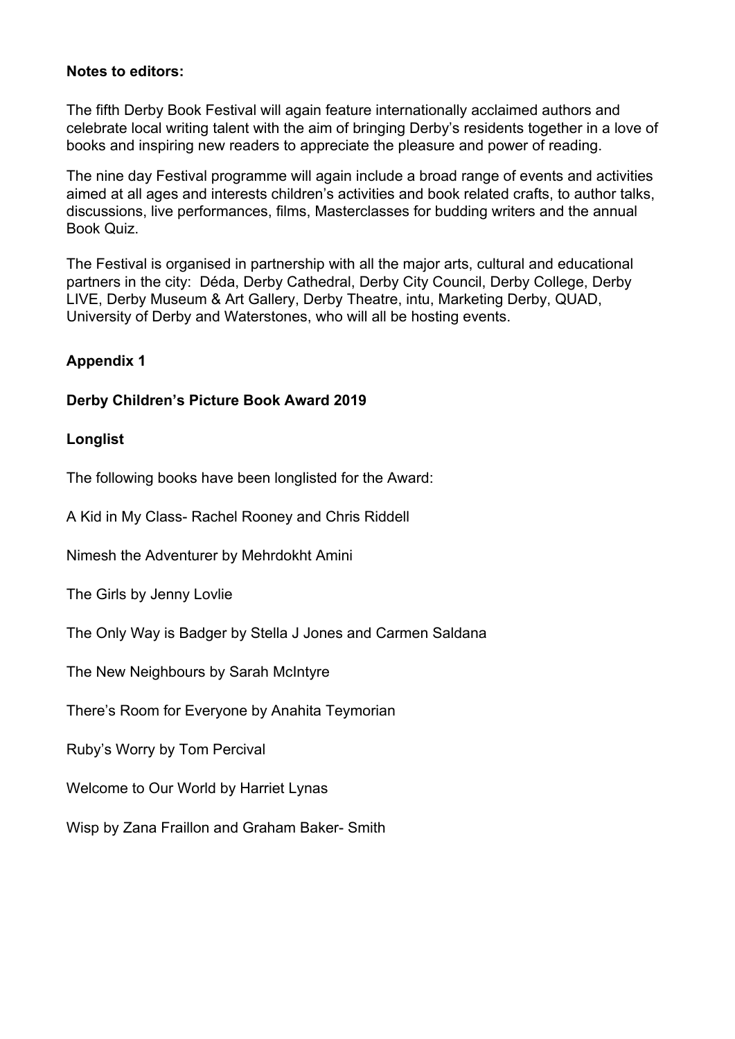**Notes to editors:**

The fifth Derby Book Festival will again feature internationally acclaimed authors and celebrate local writing talent with the aim of bringing Derby's residents together in a love of books and inspiring new readers to appreciate the pleasure and power of reading.

The nine day Festival programme will again include a broad range of events and activities aimed at all ages and interests children's activities and book related crafts, to author talks, discussions, live performances, films, Masterclasses for budding writers and the annual Book Quiz.

The Festival is organised in partnership with all the major arts, cultural and educational partners in the city:  Déda, Derby Cathedral, Derby City Council, Derby College, Derby LIVE, Derby Museum & Art Gallery, Derby Theatre, intu, Marketing Derby, QUAD, University of Derby and Waterstones, who will all be hosting events.

**Appendix 1**

**Derby Children's Picture Book Award 2019**

**Longlist**

The following books have been longlisted for the Award:

A Kid in My Class- Rachel Rooney and Chris Riddell

Nimesh the Adventurer by Mehrdokht Amini

The Girls by Jenny Lovlie

The Only Way is Badger by Stella J Jones and Carmen Saldana

The New Neighbours by Sarah McIntyre

There's Room for Everyone by Anahita Teymorian

Ruby's Worry by Tom Percival

Welcome to Our World by Harriet Lynas

Wisp by Zana Fraillon and Graham Baker- Smith